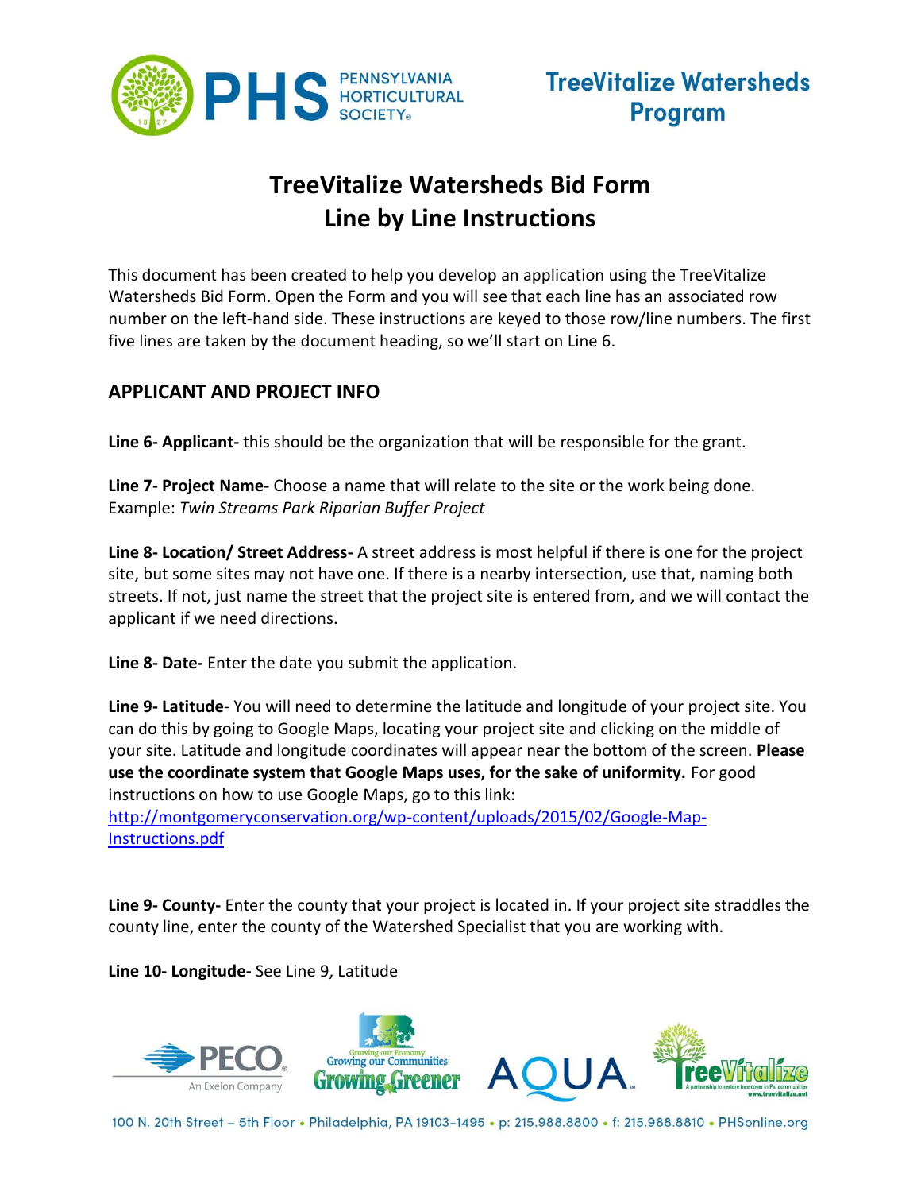# TreeVitalize Watersheds Program

# TreeVitalize Watersheds Bid Form
# Line by Line Instructions

This document has been created to help you develop an application using the TreeVitalize Watersheds Bid Form. Open the Form and you will see that each line has an associated row number on the left-hand side. These instructions are keyed to those row/line numbers. The first five lines are taken by the document heading, so we'll start on Line 6.

## APPLICANT AND PROJECT INFO

**Line 6- Applicant-** this should be the organization that will be responsible for the grant.

**Line 7- Project Name-** Choose a name that will relate to the site or the work being done. Example: *Twin Streams Park Riparian Buffer Project*

**Line 8- Location/ Street Address-** A street address is most helpful if there is one for the project site, but some sites may not have one. If there is a nearby intersection, use that, naming both streets. If not, just name the street that the project site is entered from, and we will contact the applicant if we need directions.

**Line 8- Date-** Enter the date you submit the application.

**Line 9- Latitude**- You will need to determine the latitude and longitude of your project site. You can do this by going to Google Maps, locating your project site and clicking on the middle of your site. Latitude and longitude coordinates will appear near the bottom of the screen. **Please use the coordinate system that Google Maps uses, for the sake of uniformity.** For good instructions on how to use Google Maps, go to this link: [http://montgomeryconservation.org/wp-content/uploads/2015/02/Google-Map-Instructions.pdf](http://montgomeryconservation.org/wp-content/uploads/2015/02/Google-Map-Instructions.pdf)

**Line 9- County-** Enter the county that your project is located in. If your project site straddles the county line, enter the county of the Watershed Specialist that you are working with.

**Line 10- Longitude-** See Line 9, Latitude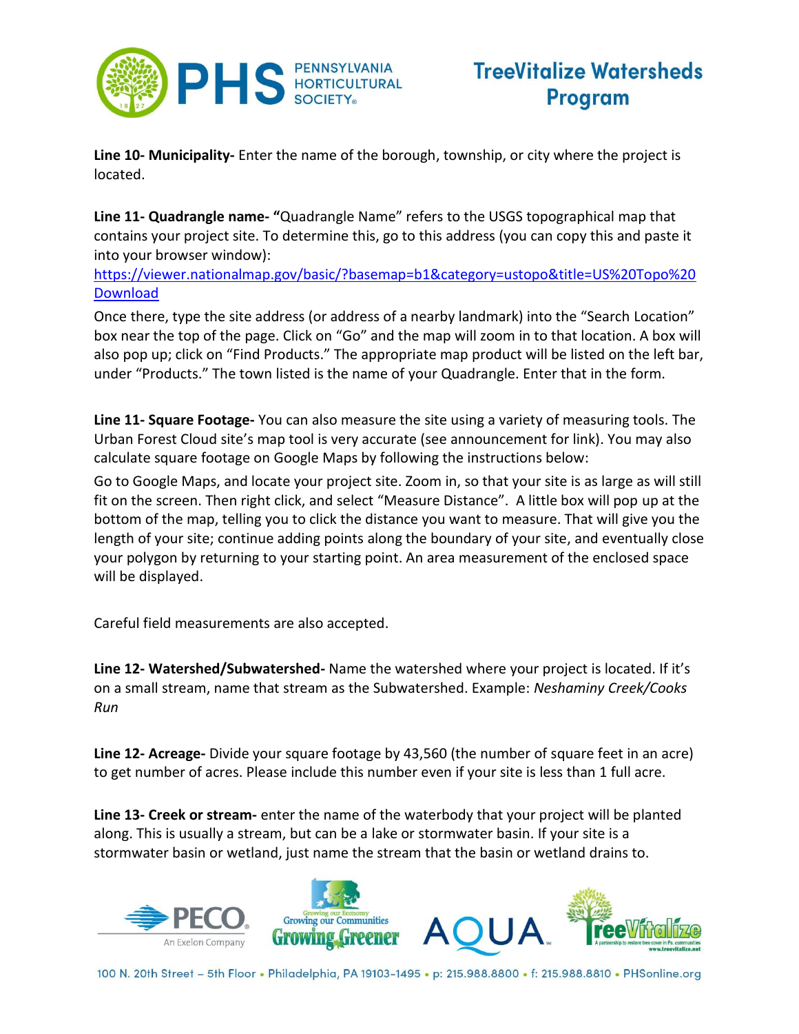**Line 10- Municipality-** Enter the name of the borough, township, or city where the project is located.

**Line 11- Quadrangle name- "**Quadrangle Name" refers to the USGS topographical map that contains your project site. To determine this, go to this address (you can copy this and paste it into your browser window):
https://viewer.nationalmap.gov/basic/?basemap=b1&category=ustopo&title=US%20Topo%20Download

Once there, type the site address (or address of a nearby landmark) into the "Search Location" box near the top of the page. Click on "Go" and the map will zoom in to that location. A box will also pop up; click on "Find Products." The appropriate map product will be listed on the left bar, under "Products." The town listed is the name of your Quadrangle. Enter that in the form.

**Line 11- Square Footage-** You can also measure the site using a variety of measuring tools. The Urban Forest Cloud site's map tool is very accurate (see announcement for link). You may also calculate square footage on Google Maps by following the instructions below:

Go to Google Maps, and locate your project site. Zoom in, so that your site is as large as will still fit on the screen. Then right click, and select "Measure Distance". A little box will pop up at the bottom of the map, telling you to click the distance you want to measure. That will give you the length of your site; continue adding points along the boundary of your site, and eventually close your polygon by returning to your starting point. An area measurement of the enclosed space will be displayed.

Careful field measurements are also accepted.

**Line 12- Watershed/Subwatershed-** Name the watershed where your project is located. If it's on a small stream, name that stream as the Subwatershed. Example: *Neshaminy Creek/Cooks Run*

**Line 12- Acreage-** Divide your square footage by 43,560 (the number of square feet in an acre) to get number of acres. Please include this number even if your site is less than 1 full acre.

**Line 13- Creek or stream-** enter the name of the waterbody that your project will be planted along. This is usually a stream, but can be a lake or stormwater basin. If your site is a stormwater basin or wetland, just name the stream that the basin or wetland drains to.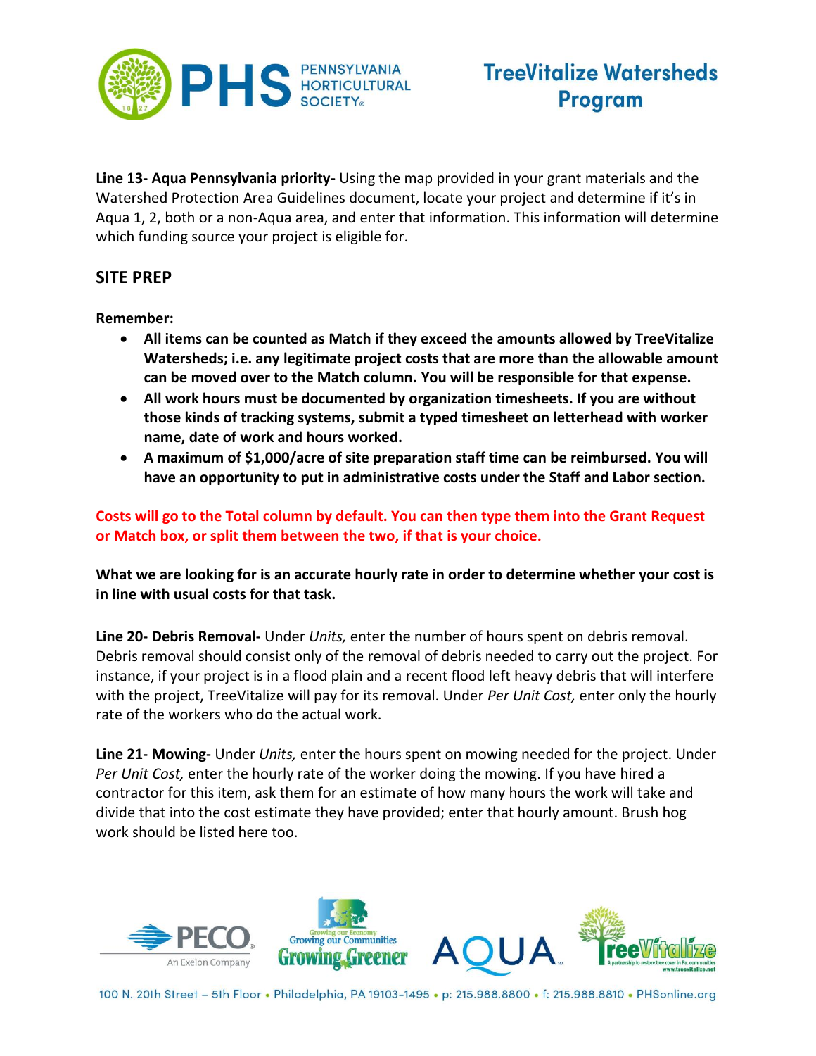**Line 13- Aqua Pennsylvania priority-** Using the map provided in your grant materials and the Watershed Protection Area Guidelines document, locate your project and determine if it's in Aqua 1, 2, both or a non-Aqua area, and enter that information. This information will determine which funding source your project is eligible for.

## SITE PREP

**Remember:**

- **All items can be counted as Match if they exceed the amounts allowed by TreeVitalize Watersheds; i.e. any legitimate project costs that are more than the allowable amount can be moved over to the Match column. You will be responsible for that expense.**
- **All work hours must be documented by organization timesheets. If you are without those kinds of tracking systems, submit a typed timesheet on letterhead with worker name, date of work and hours worked.**
- **A maximum of $1,000/acre of site preparation staff time can be reimbursed. You will have an opportunity to put in administrative costs under the Staff and Labor section.**

**Costs will go to the Total column by default. You can then type them into the Grant Request or Match box, or split them between the two, if that is your choice.**

**What we are looking for is an accurate hourly rate in order to determine whether your cost is in line with usual costs for that task.**

**Line 20- Debris Removal-** Under *Units,* enter the number of hours spent on debris removal. Debris removal should consist only of the removal of debris needed to carry out the project. For instance, if your project is in a flood plain and a recent flood left heavy debris that will interfere with the project, TreeVitalize will pay for its removal. Under *Per Unit Cost,* enter only the hourly rate of the workers who do the actual work.

**Line 21- Mowing-** Under *Units,* enter the hours spent on mowing needed for the project. Under *Per Unit Cost,* enter the hourly rate of the worker doing the mowing. If you have hired a contractor for this item, ask them for an estimate of how many hours the work will take and divide that into the cost estimate they have provided; enter that hourly amount. Brush hog work should be listed here too.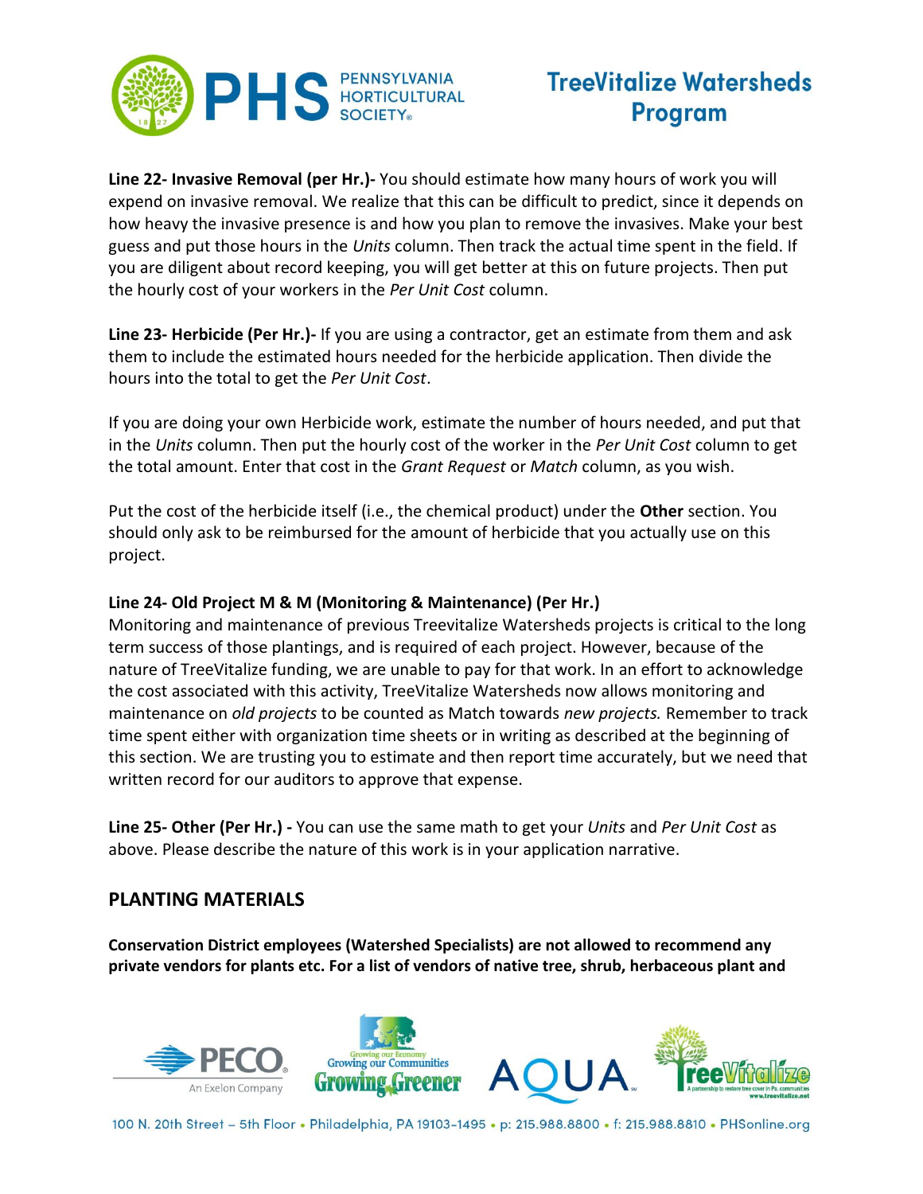**Line 22- Invasive Removal (per Hr.)-** You should estimate how many hours of work you will expend on invasive removal. We realize that this can be difficult to predict, since it depends on how heavy the invasive presence is and how you plan to remove the invasives. Make your best guess and put those hours in the *Units* column. Then track the actual time spent in the field. If you are diligent about record keeping, you will get better at this on future projects. Then put the hourly cost of your workers in the *Per Unit Cost* column.

**Line 23- Herbicide (Per Hr.)-** If you are using a contractor, get an estimate from them and ask them to include the estimated hours needed for the herbicide application. Then divide the hours into the total to get the *Per Unit Cost*.

If you are doing your own Herbicide work, estimate the number of hours needed, and put that in the *Units* column. Then put the hourly cost of the worker in the *Per Unit Cost* column to get the total amount. Enter that cost in the *Grant Request* or *Match* column, as you wish.

Put the cost of the herbicide itself (i.e., the chemical product) under the **Other** section. You should only ask to be reimbursed for the amount of herbicide that you actually use on this project.

**Line 24- Old Project M & M (Monitoring & Maintenance) (Per Hr.)**
Monitoring and maintenance of previous Treevitalize Watersheds projects is critical to the long term success of those plantings, and is required of each project. However, because of the nature of TreeVitalize funding, we are unable to pay for that work. In an effort to acknowledge the cost associated with this activity, TreeVitalize Watersheds now allows monitoring and maintenance on *old projects* to be counted as Match towards *new projects.* Remember to track time spent either with organization time sheets or in writing as described at the beginning of this section. We are trusting you to estimate and then report time accurately, but we need that written record for our auditors to approve that expense.

**Line 25- Other (Per Hr.) -** You can use the same math to get your *Units* and *Per Unit Cost* as above. Please describe the nature of this work is in your application narrative.

## PLANTING MATERIALS

**Conservation District employees (Watershed Specialists) are not allowed to recommend any private vendors for plants etc. For a list of vendors of native tree, shrub, herbaceous plant and**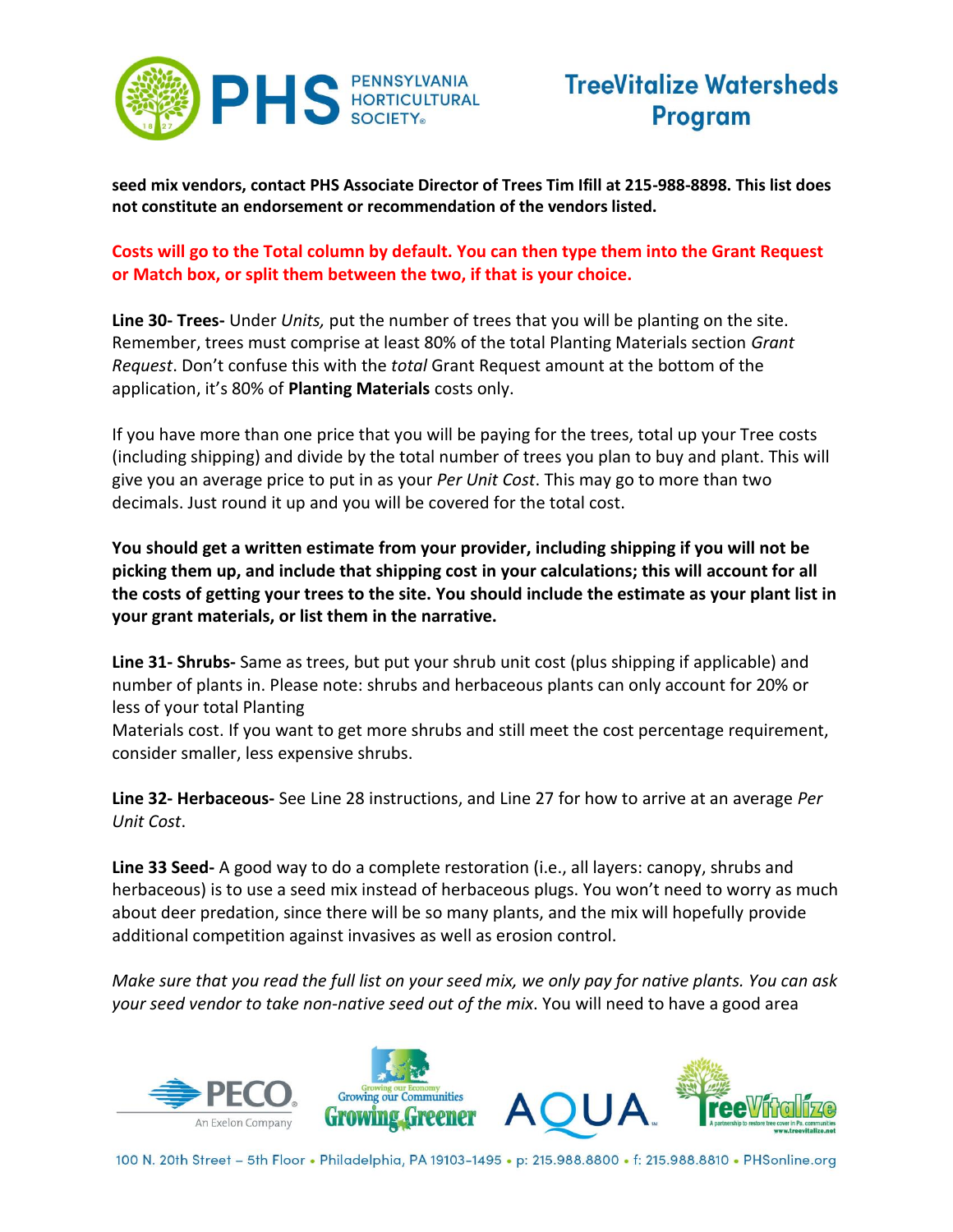**seed mix vendors, contact PHS Associate Director of Trees Tim Ifill at 215-988-8898. This list does not constitute an endorsement or recommendation of the vendors listed.**

**Costs will go to the Total column by default. You can then type them into the Grant Request or Match box, or split them between the two, if that is your choice.**

**Line 30- Trees-** Under *Units,* put the number of trees that you will be planting on the site. Remember, trees must comprise at least 80% of the total Planting Materials section *Grant Request*. Don't confuse this with the *total* Grant Request amount at the bottom of the application, it's 80% of **Planting Materials** costs only.

If you have more than one price that you will be paying for the trees, total up your Tree costs (including shipping) and divide by the total number of trees you plan to buy and plant. This will give you an average price to put in as your *Per Unit Cost*. This may go to more than two decimals. Just round it up and you will be covered for the total cost.

**You should get a written estimate from your provider, including shipping if you will not be picking them up, and include that shipping cost in your calculations; this will account for all the costs of getting your trees to the site. You should include the estimate as your plant list in your grant materials, or list them in the narrative.**

**Line 31- Shrubs-** Same as trees, but put your shrub unit cost (plus shipping if applicable) and number of plants in. Please note: shrubs and herbaceous plants can only account for 20% or less of your total Planting Materials cost. If you want to get more shrubs and still meet the cost percentage requirement, consider smaller, less expensive shrubs.

**Line 32- Herbaceous-** See Line 28 instructions, and Line 27 for how to arrive at an average *Per Unit Cost*.

**Line 33 Seed-** A good way to do a complete restoration (i.e., all layers: canopy, shrubs and herbaceous) is to use a seed mix instead of herbaceous plugs. You won't need to worry as much about deer predation, since there will be so many plants, and the mix will hopefully provide additional competition against invasives as well as erosion control.

*Make sure that you read the full list on your seed mix, we only pay for native plants. You can ask your seed vendor to take non-native seed out of the mix*. You will need to have a good area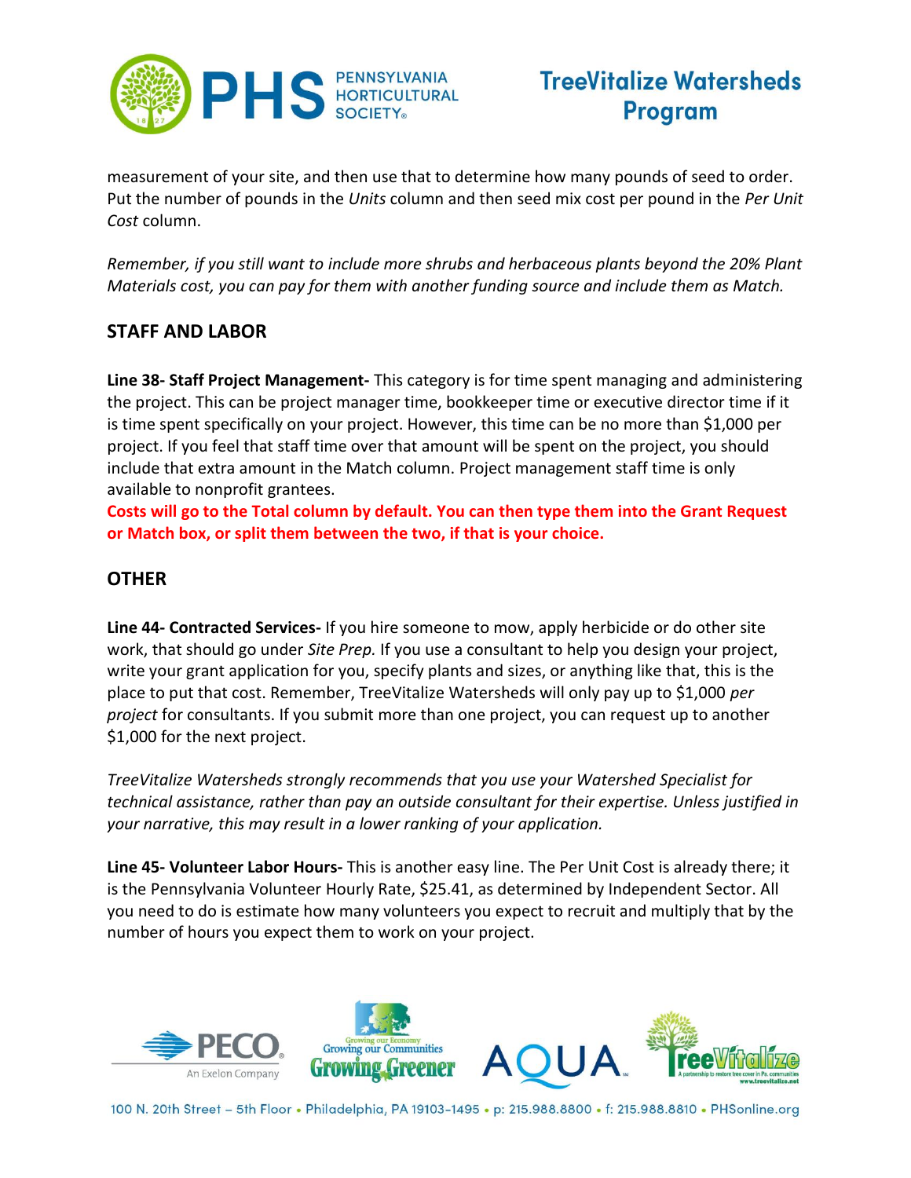measurement of your site, and then use that to determine how many pounds of seed to order. Put the number of pounds in the *Units* column and then seed mix cost per pound in the *Per Unit Cost* column.

*Remember, if you still want to include more shrubs and herbaceous plants beyond the 20% Plant Materials cost, you can pay for them with another funding source and include them as Match.*

## STAFF AND LABOR

**Line 38- Staff Project Management-** This category is for time spent managing and administering the project. This can be project manager time, bookkeeper time or executive director time if it is time spent specifically on your project. However, this time can be no more than $1,000 per project. If you feel that staff time over that amount will be spent on the project, you should include that extra amount in the Match column. Project management staff time is only available to nonprofit grantees.
**Costs will go to the Total column by default. You can then type them into the Grant Request or Match box, or split them between the two, if that is your choice.**

## OTHER

**Line 44- Contracted Services-** If you hire someone to mow, apply herbicide or do other site work, that should go under *Site Prep.* If you use a consultant to help you design your project, write your grant application for you, specify plants and sizes, or anything like that, this is the place to put that cost. Remember, TreeVitalize Watersheds will only pay up to $1,000 *per project* for consultants. If you submit more than one project, you can request up to another $1,000 for the next project.

*TreeVitalize Watersheds strongly recommends that you use your Watershed Specialist for technical assistance, rather than pay an outside consultant for their expertise. Unless justified in your narrative, this may result in a lower ranking of your application.*

**Line 45- Volunteer Labor Hours-** This is another easy line. The Per Unit Cost is already there; it is the Pennsylvania Volunteer Hourly Rate, $25.41, as determined by Independent Sector. All you need to do is estimate how many volunteers you expect to recruit and multiply that by the number of hours you expect them to work on your project.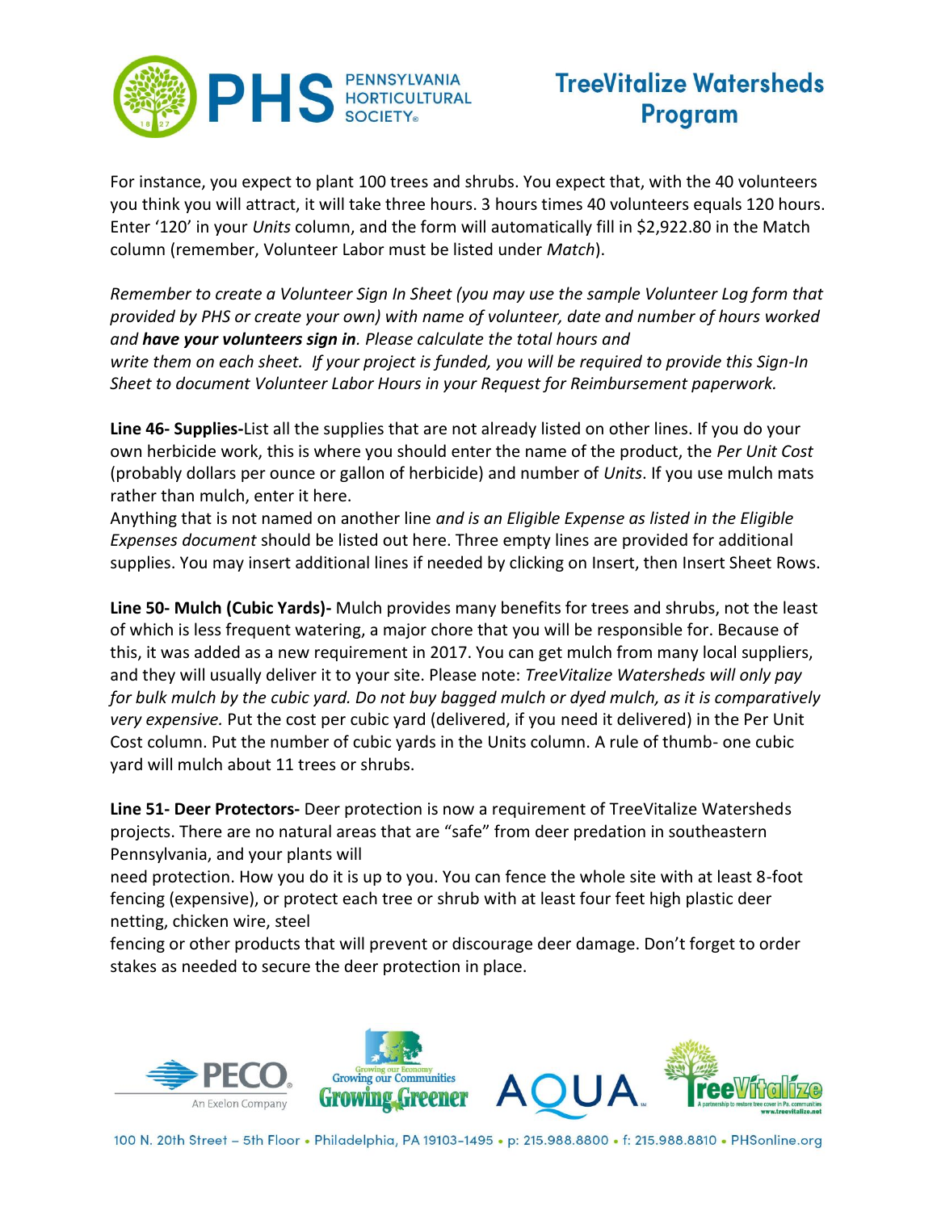For instance, you expect to plant 100 trees and shrubs. You expect that, with the 40 volunteers you think you will attract, it will take three hours. 3 hours times 40 volunteers equals 120 hours. Enter '120' in your *Units* column, and the form will automatically fill in $2,922.80 in the Match column (remember, Volunteer Labor must be listed under *Match*).

*Remember to create a Volunteer Sign In Sheet (you may use the sample Volunteer Log form that provided by PHS or create your own) with name of volunteer, date and number of hours worked and* ***have your volunteers sign in****. Please calculate the total hours and write them on each sheet. If your project is funded, you will be required to provide this Sign-In Sheet to document Volunteer Labor Hours in your Request for Reimbursement paperwork.*

**Line 46- Supplies-**List all the supplies that are not already listed on other lines. If you do your own herbicide work, this is where you should enter the name of the product, the *Per Unit Cost* (probably dollars per ounce or gallon of herbicide) and number of *Units*. If you use mulch mats rather than mulch, enter it here.

Anything that is not named on another line *and is an Eligible Expense as listed in the Eligible Expenses document* should be listed out here. Three empty lines are provided for additional supplies. You may insert additional lines if needed by clicking on Insert, then Insert Sheet Rows.

**Line 50- Mulch (Cubic Yards)-** Mulch provides many benefits for trees and shrubs, not the least of which is less frequent watering, a major chore that you will be responsible for. Because of this, it was added as a new requirement in 2017. You can get mulch from many local suppliers, and they will usually deliver it to your site. Please note: *TreeVitalize Watersheds will only pay for bulk mulch by the cubic yard. Do not buy bagged mulch or dyed mulch, as it is comparatively very expensive.* Put the cost per cubic yard (delivered, if you need it delivered) in the Per Unit Cost column. Put the number of cubic yards in the Units column. A rule of thumb- one cubic yard will mulch about 11 trees or shrubs.

**Line 51- Deer Protectors-** Deer protection is now a requirement of TreeVitalize Watersheds projects. There are no natural areas that are "safe" from deer predation in southeastern Pennsylvania, and your plants will need protection. How you do it is up to you. You can fence the whole site with at least 8-foot fencing (expensive), or protect each tree or shrub with at least four feet high plastic deer netting, chicken wire, steel fencing or other products that will prevent or discourage deer damage. Don't forget to order stakes as needed to secure the deer protection in place.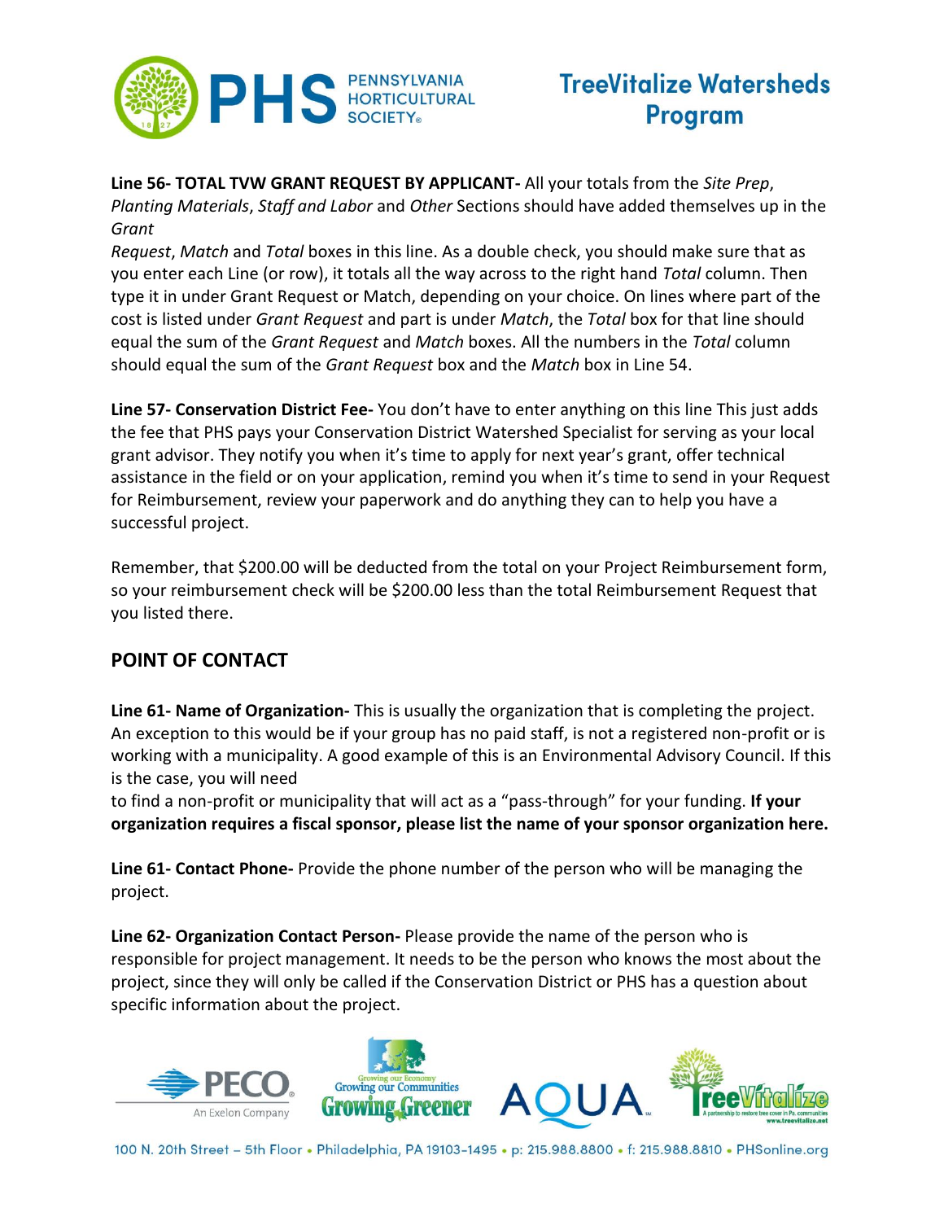**Line 56- TOTAL TVW GRANT REQUEST BY APPLICANT-** All your totals from the *Site Prep*, *Planting Materials*, *Staff and Labor* and *Other* Sections should have added themselves up in the *Grant Request*, *Match* and *Total* boxes in this line. As a double check, you should make sure that as you enter each Line (or row), it totals all the way across to the right hand *Total* column. Then type it in under Grant Request or Match, depending on your choice. On lines where part of the cost is listed under *Grant Request* and part is under *Match*, the *Total* box for that line should equal the sum of the *Grant Request* and *Match* boxes. All the numbers in the *Total* column should equal the sum of the *Grant Request* box and the *Match* box in Line 54.

**Line 57- Conservation District Fee-** You don't have to enter anything on this line This just adds the fee that PHS pays your Conservation District Watershed Specialist for serving as your local grant advisor. They notify you when it's time to apply for next year's grant, offer technical assistance in the field or on your application, remind you when it's time to send in your Request for Reimbursement, review your paperwork and do anything they can to help you have a successful project.

Remember, that $200.00 will be deducted from the total on your Project Reimbursement form, so your reimbursement check will be $200.00 less than the total Reimbursement Request that you listed there.

## POINT OF CONTACT

**Line 61- Name of Organization-** This is usually the organization that is completing the project. An exception to this would be if your group has no paid staff, is not a registered non-profit or is working with a municipality. A good example of this is an Environmental Advisory Council. If this is the case, you will need to find a non-profit or municipality that will act as a "pass-through" for your funding. **If your organization requires a fiscal sponsor, please list the name of your sponsor organization here.**

**Line 61- Contact Phone-** Provide the phone number of the person who will be managing the project.

**Line 62- Organization Contact Person-** Please provide the name of the person who is responsible for project management. It needs to be the person who knows the most about the project, since they will only be called if the Conservation District or PHS has a question about specific information about the project.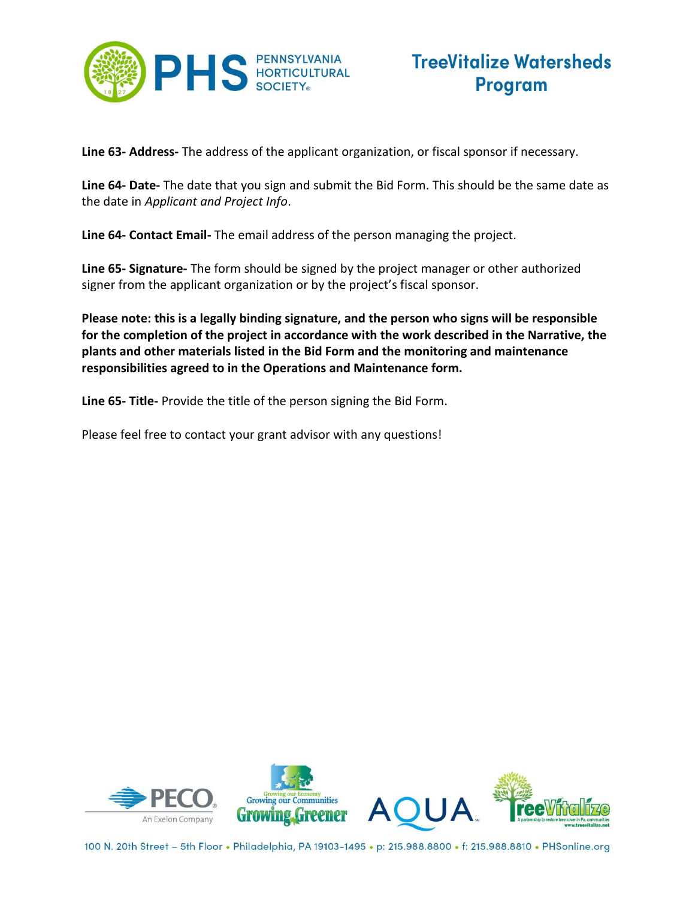**Line 63- Address-** The address of the applicant organization, or fiscal sponsor if necessary.

**Line 64- Date-** The date that you sign and submit the Bid Form. This should be the same date as the date in *Applicant and Project Info*.

**Line 64- Contact Email-** The email address of the person managing the project.

**Line 65- Signature-** The form should be signed by the project manager or other authorized signer from the applicant organization or by the project's fiscal sponsor.

**Please note: this is a legally binding signature, and the person who signs will be responsible for the completion of the project in accordance with the work described in the Narrative, the plants and other materials listed in the Bid Form and the monitoring and maintenance responsibilities agreed to in the Operations and Maintenance form.**

**Line 65- Title-** Provide the title of the person signing the Bid Form.

Please feel free to contact your grant advisor with any questions!